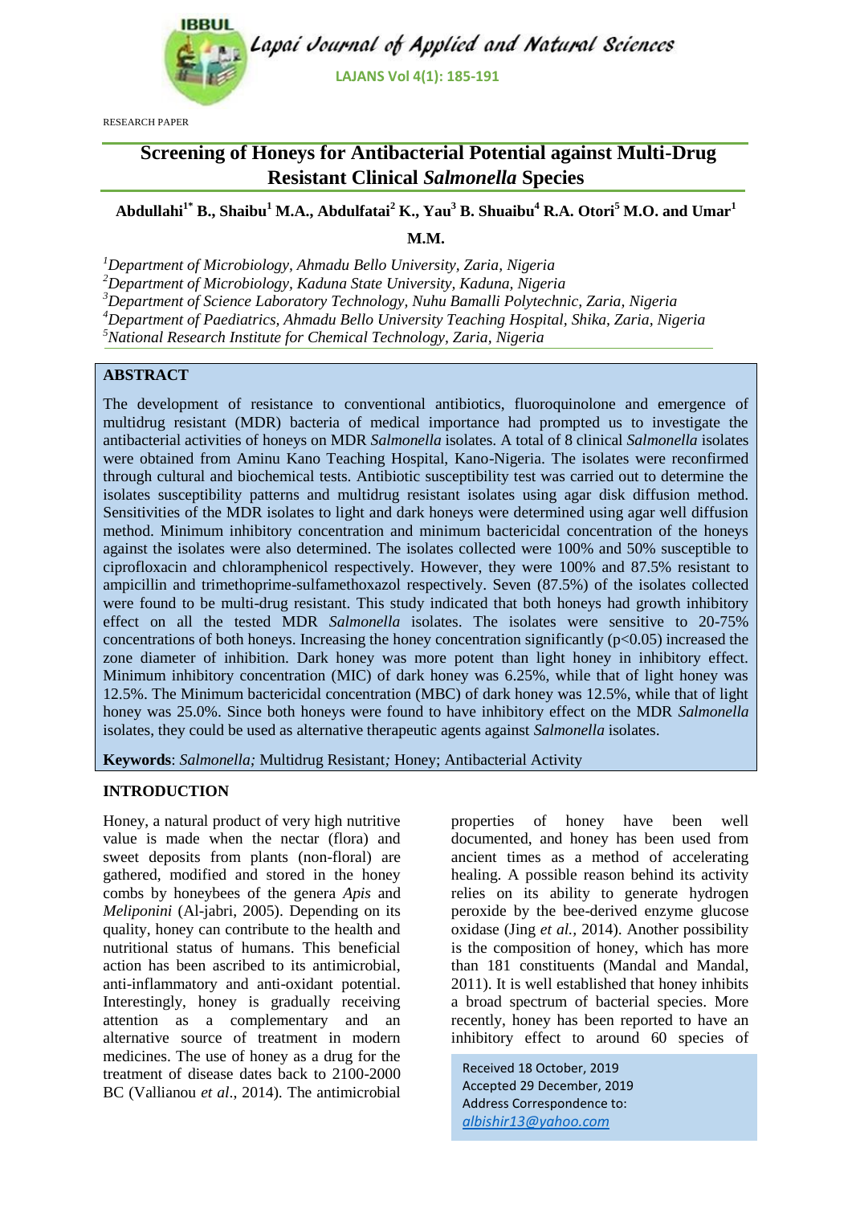RESEARCH PAPER

# Screening of Honeys for Antibacterial Potential against Multi-Drug Resistant Clinical *Salmonella* Species

**Abdullahi[1*] B., Shaibu[1] M.A., Abdulfatai[2] K., Yau[3] B. Shuaibu[4] R.A. Otori[5] M.O. and Umar[1] M.M.**

[1]*Department of Microbiology, Ahmadu Bello University, Zaria, Nigeria*
[2]*Department of Microbiology, Kaduna State University, Kaduna, Nigeria*
[3]*Department of Science Laboratory Technology, Nuhu Bamalli Polytechnic, Zaria, Nigeria*
[4]*Department of Paediatrics, Ahmadu Bello University Teaching Hospital, Shika, Zaria, Nigeria*
[5]*National Research Institute for Chemical Technology, Zaria, Nigeria*

## ABSTRACT

The development of resistance to conventional antibiotics, fluoroquinolone and emergence of multidrug resistant (MDR) bacteria of medical importance had prompted us to investigate the antibacterial activities of honeys on MDR *Salmonella* isolates. A total of 8 clinical *Salmonella* isolates were obtained from Aminu Kano Teaching Hospital, Kano-Nigeria. The isolates were reconfirmed through cultural and biochemical tests. Antibiotic susceptibility test was carried out to determine the isolates susceptibility patterns and multidrug resistant isolates using agar disk diffusion method. Sensitivities of the MDR isolates to light and dark honeys were determined using agar well diffusion method. Minimum inhibitory concentration and minimum bactericidal concentration of the honeys against the isolates were also determined. The isolates collected were 100% and 50% susceptible to ciprofloxacin and chloramphenicol respectively. However, they were 100% and 87.5% resistant to ampicillin and trimethoprime-sulfamethoxazol respectively. Seven (87.5%) of the isolates collected were found to be multi-drug resistant. This study indicated that both honeys had growth inhibitory effect on all the tested MDR *Salmonella* isolates. The isolates were sensitive to 20-75% concentrations of both honeys. Increasing the honey concentration significantly ($p<0.05$) increased the zone diameter of inhibition. Dark honey was more potent than light honey in inhibitory effect. Minimum inhibitory concentration (MIC) of dark honey was 6.25%, while that of light honey was 12.5%. The Minimum bactericidal concentration (MBC) of dark honey was 12.5%, while that of light honey was 25.0%. Since both honeys were found to have inhibitory effect on the MDR *Salmonella* isolates, they could be used as alternative therapeutic agents against *Salmonella* isolates.

**Keywords**: *Salmonella;* Multidrug Resistant*;* Honey; Antibacterial Activity

## INTRODUCTION

Honey, a natural product of very high nutritive value is made when the nectar (flora) and sweet deposits from plants (non-floral) are gathered, modified and stored in the honey combs by honeybees of the genera *Apis* and *Meliponini* (Al-jabri, 2005). Depending on its quality, honey can contribute to the health and nutritional status of humans. This beneficial action has been ascribed to its antimicrobial, anti-inflammatory and anti-oxidant potential. Interestingly, honey is gradually receiving attention as a complementary and an alternative source of treatment in modern medicines. The use of honey as a drug for the treatment of disease dates back to 2100-2000 BC (Vallianou *et al*., 2014). The antimicrobial properties of honey have been well documented, and honey has been used from ancient times as a method of accelerating healing. A possible reason behind its activity relies on its ability to generate hydrogen peroxide by the bee-derived enzyme glucose oxidase (Jing *et al.,* 2014). Another possibility is the composition of honey, which has more than 181 constituents (Mandal and Mandal, 2011). It is well established that honey inhibits a broad spectrum of bacterial species. More recently, honey has been reported to have an inhibitory effect to around 60 species of

Received 18 October, 2019
Accepted 29 December, 2019
Address Correspondence to:
albishir13@yahoo.com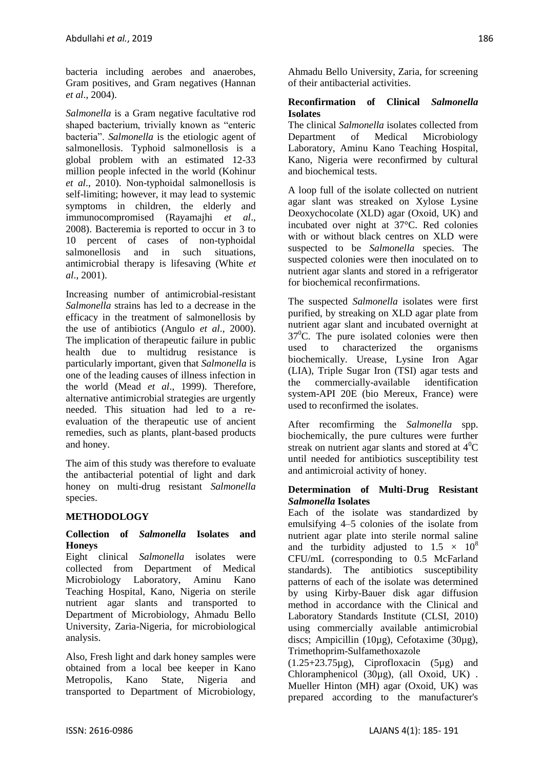bacteria including aerobes and anaerobes, Gram positives, and Gram negatives (Hannan *et al*., 2004).

*Salmonella* is a Gram negative facultative rod shaped bacterium, trivially known as "enteric bacteria". *Salmonella* is the etiologic agent of salmonellosis. Typhoid salmonellosis is a global problem with an estimated 12-33 million people infected in the world (Kohinur *et al*., 2010). Non-typhoidal salmonellosis is self-limiting; however, it may lead to systemic symptoms in children, the elderly and immunocompromised (Rayamajhi *et al*., 2008). Bacteremia is reported to occur in 3 to 10 percent of cases of non-typhoidal salmonellosis and in such situations, antimicrobial therapy is lifesaving (White *et al*., 2001).

Increasing number of antimicrobial-resistant *Salmonella* strains has led to a decrease in the efficacy in the treatment of salmonellosis by the use of antibiotics (Angulo *et al*., 2000). The implication of therapeutic failure in public health due to multidrug resistance is particularly important, given that *Salmonella* is one of the leading causes of illness infection in the world (Mead *et al*., 1999). Therefore, alternative antimicrobial strategies are urgently needed. This situation had led to a re-evaluation of the therapeutic use of ancient remedies, such as plants, plant-based products and honey.

The aim of this study was therefore to evaluate the antibacterial potential of light and dark honey on multi-drug resistant *Salmonella* species.

## METHODOLOGY

### Collection of *Salmonella* Isolates and Honeys

Eight clinical *Salmonella* isolates were collected from Department of Medical Microbiology Laboratory, Aminu Kano Teaching Hospital, Kano, Nigeria on sterile nutrient agar slants and transported to Department of Microbiology, Ahmadu Bello University, Zaria-Nigeria, for microbiological analysis.

Also, Fresh light and dark honey samples were obtained from a local bee keeper in Kano Metropolis, Kano State, Nigeria and transported to Department of Microbiology, Ahmadu Bello University, Zaria, for screening of their antibacterial activities.

### Reconfirmation of Clinical *Salmonella* Isolates

The clinical *Salmonella* isolates collected from Department of Medical Microbiology Laboratory, Aminu Kano Teaching Hospital, Kano, Nigeria were reconfirmed by cultural and biochemical tests.

A loop full of the isolate collected on nutrient agar slant was streaked on Xylose Lysine Deoxychocolate (XLD) agar (Oxoid, UK) and incubated over night at 37°C. Red colonies with or without black centres on XLD were suspected to be *Salmonella* species. The suspected colonies were then inoculated on to nutrient agar slants and stored in a refrigerator for biochemical reconfirmations.

The suspected *Salmonella* isolates were first purified, by streaking on XLD agar plate from nutrient agar slant and incubated overnight at $37^0$C. The pure isolated colonies were then used to characterized the organisms biochemically. Urease, Lysine Iron Agar (LIA), Triple Sugar Iron (TSI) agar tests and the commercially-available identification system-API 20E (bio Mereux, France) were used to reconfirmed the isolates.

After recomfirming the *Salmonella* spp. biochemically, the pure cultures were further streak on nutrient agar slants and stored at $4^0$C until needed for antibiotics susceptibility test and antimicroial activity of honey.

### Determination of Multi-Drug Resistant *Salmonella* Isolates

Each of the isolate was standardized by emulsifying 4–5 colonies of the isolate from nutrient agar plate into sterile normal saline and the turbidity adjusted to $1.5 \times 10^8$ CFU/mL (corresponding to 0.5 McFarland standards). The antibiotics susceptibility patterns of each of the isolate was determined by using Kirby-Bauer disk agar diffusion method in accordance with the Clinical and Laboratory Standards Institute (CLSI, 2010) using commercially available antimicrobial discs; Ampicillin (10µg), Cefotaxime (30µg), Trimethoprim-Sulfamethoxazole (1.25+23.75µg), Ciprofloxacin (5µg) and Chloramphenicol (30µg), (all Oxoid, UK) . Mueller Hinton (MH) agar (Oxoid, UK) was prepared according to the manufacturer's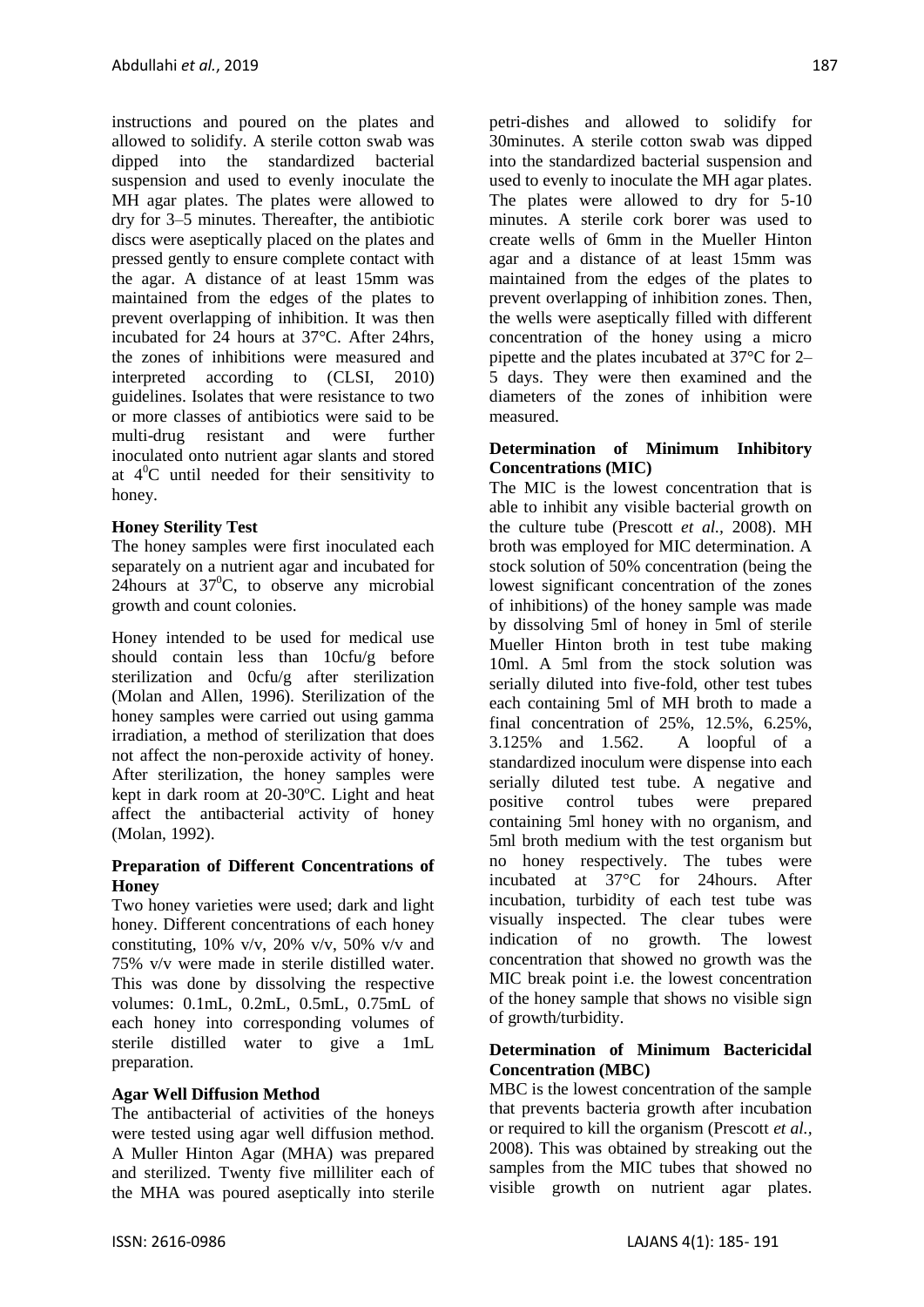instructions and poured on the plates and allowed to solidify. A sterile cotton swab was dipped into the standardized bacterial suspension and used to evenly inoculate the MH agar plates. The plates were allowed to dry for 3–5 minutes. Thereafter, the antibiotic discs were aseptically placed on the plates and pressed gently to ensure complete contact with the agar. A distance of at least 15mm was maintained from the edges of the plates to prevent overlapping of inhibition. It was then incubated for 24 hours at 37°C. After 24hrs, the zones of inhibitions were measured and interpreted according to (CLSI, 2010) guidelines. Isolates that were resistance to two or more classes of antibiotics were said to be multi-drug resistant and were further inoculated onto nutrient agar slants and stored at $4^0$C until needed for their sensitivity to honey.

**Honey Sterility Test**

The honey samples were first inoculated each separately on a nutrient agar and incubated for 24hours at $37^0$C, to observe any microbial growth and count colonies.

Honey intended to be used for medical use should contain less than 10cfu/g before sterilization and 0cfu/g after sterilization (Molan and Allen, 1996). Sterilization of the honey samples were carried out using gamma irradiation, a method of sterilization that does not affect the non-peroxide activity of honey. After sterilization, the honey samples were kept in dark room at 20-30ºC. Light and heat affect the antibacterial activity of honey (Molan, 1992).

**Preparation of Different Concentrations of Honey**

Two honey varieties were used; dark and light honey. Different concentrations of each honey constituting, 10% v/v, 20% v/v, 50% v/v and 75% v/v were made in sterile distilled water. This was done by dissolving the respective volumes: 0.1mL, 0.2mL, 0.5mL, 0.75mL of each honey into corresponding volumes of sterile distilled water to give a 1mL preparation.

**Agar Well Diffusion Method**

The antibacterial of activities of the honeys were tested using agar well diffusion method. A Muller Hinton Agar (MHA) was prepared and sterilized. Twenty five milliliter each of the MHA was poured aseptically into sterile petri-dishes and allowed to solidify for 30minutes. A sterile cotton swab was dipped into the standardized bacterial suspension and used to evenly to inoculate the MH agar plates. The plates were allowed to dry for 5-10 minutes. A sterile cork borer was used to create wells of 6mm in the Mueller Hinton agar and a distance of at least 15mm was maintained from the edges of the plates to prevent overlapping of inhibition zones. Then, the wells were aseptically filled with different concentration of the honey using a micro pipette and the plates incubated at 37°C for 2–5 days. They were then examined and the diameters of the zones of inhibition were measured.

**Determination of Minimum Inhibitory Concentrations (MIC)**

The MIC is the lowest concentration that is able to inhibit any visible bacterial growth on the culture tube (Prescott *et al.*, 2008). MH broth was employed for MIC determination. A stock solution of 50% concentration (being the lowest significant concentration of the zones of inhibitions) of the honey sample was made by dissolving 5ml of honey in 5ml of sterile Mueller Hinton broth in test tube making 10ml. A 5ml from the stock solution was serially diluted into five-fold, other test tubes each containing 5ml of MH broth to made a final concentration of 25%, 12.5%, 6.25%, 3.125% and 1.562. A loopful of a standardized inoculum were dispense into each serially diluted test tube. A negative and positive control tubes were prepared containing 5ml honey with no organism, and 5ml broth medium with the test organism but no honey respectively. The tubes were incubated at 37°C for 24hours. After incubation, turbidity of each test tube was visually inspected. The clear tubes were indication of no growth. The lowest concentration that showed no growth was the MIC break point i.e. the lowest concentration of the honey sample that shows no visible sign of growth/turbidity.

**Determination of Minimum Bactericidal Concentration (MBC)**

MBC is the lowest concentration of the sample that prevents bacteria growth after incubation or required to kill the organism (Prescott *et al.*, 2008). This was obtained by streaking out the samples from the MIC tubes that showed no visible growth on nutrient agar plates.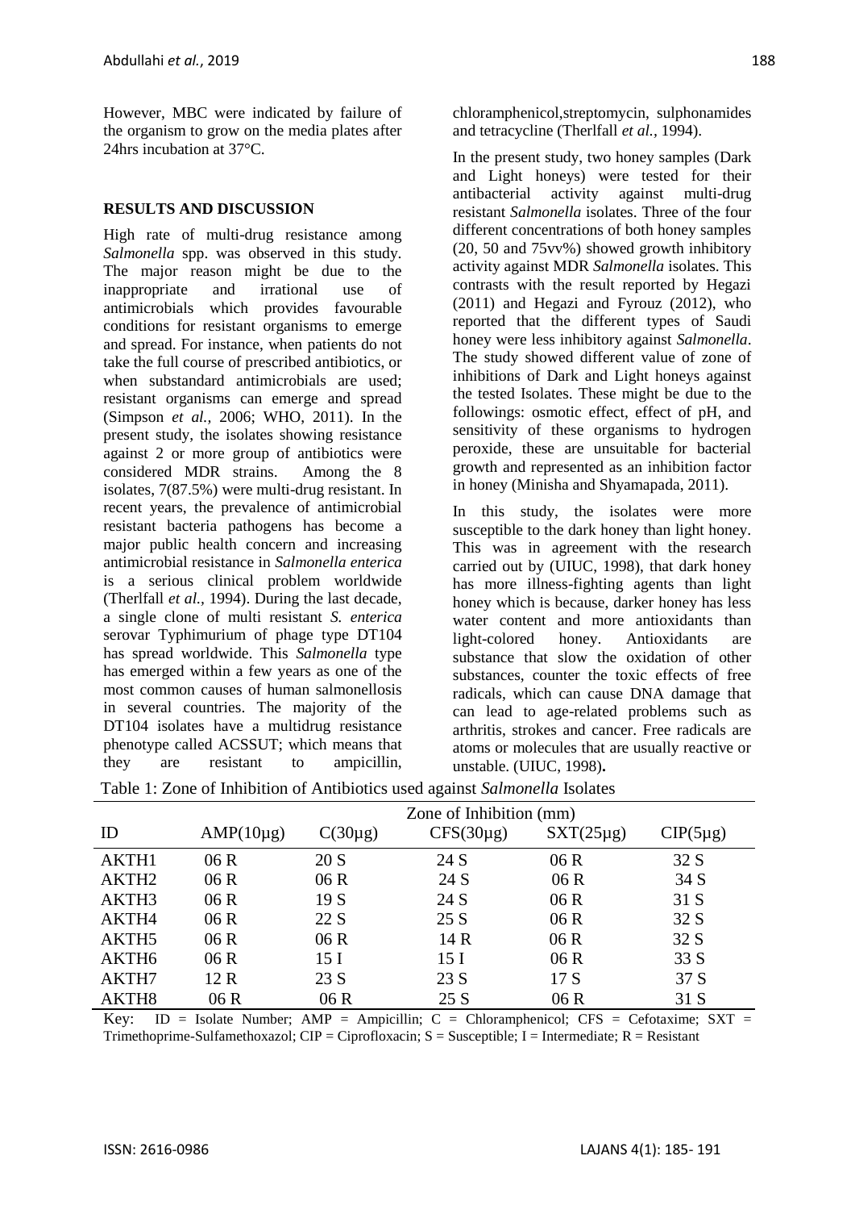However, MBC were indicated by failure of the organism to grow on the media plates after 24hrs incubation at 37°C.

## RESULTS AND DISCUSSION

High rate of multi-drug resistance among *Salmonella* spp. was observed in this study. The major reason might be due to the inappropriate and irrational use of antimicrobials which provides favourable conditions for resistant organisms to emerge and spread. For instance, when patients do not take the full course of prescribed antibiotics, or when substandard antimicrobials are used; resistant organisms can emerge and spread (Simpson *et al.,* 2006; WHO, 2011). In the present study, the isolates showing resistance against 2 or more group of antibiotics were considered MDR strains. Among the 8 isolates, 7(87.5%) were multi-drug resistant. In recent years, the prevalence of antimicrobial resistant bacteria pathogens has become a major public health concern and increasing antimicrobial resistance in *Salmonella enterica* is a serious clinical problem worldwide (Therlfall *et al.,* 1994). During the last decade, a single clone of multi resistant *S. enterica* serovar Typhimurium of phage type DT104 has spread worldwide. This *Salmonella* type has emerged within a few years as one of the most common causes of human salmonellosis in several countries. The majority of the DT104 isolates have a multidrug resistance phenotype called ACSSUT; which means that they are resistant to ampicillin, chloramphenicol,streptomycin, sulphonamides and tetracycline (Therlfall *et al.,* 1994).

In the present study, two honey samples (Dark and Light honeys) were tested for their antibacterial activity against multi-drug resistant *Salmonella* isolates. Three of the four different concentrations of both honey samples (20, 50 and 75vv%) showed growth inhibitory activity against MDR *Salmonella* isolates. This contrasts with the result reported by Hegazi (2011) and Hegazi and Fyrouz (2012), who reported that the different types of Saudi honey were less inhibitory against *Salmonella*. The study showed different value of zone of inhibitions of Dark and Light honeys against the tested Isolates. These might be due to the followings: osmotic effect, effect of pH, and sensitivity of these organisms to hydrogen peroxide, these are unsuitable for bacterial growth and represented as an inhibition factor in honey (Minisha and Shyamapada, 2011).

In this study, the isolates were more susceptible to the dark honey than light honey. This was in agreement with the research carried out by (UIUC, 1998), that dark honey has more illness-fighting agents than light honey which is because, darker honey has less water content and more antioxidants than light-colored honey. Antioxidants are substance that slow the oxidation of other substances, counter the toxic effects of free radicals, which can cause DNA damage that can lead to age-related problems such as arthritis, strokes and cancer. Free radicals are atoms or molecules that are usually reactive or unstable. (UIUC, 1998).

Table 1: Zone of Inhibition of Antibiotics used against *Salmonella* Isolates

| | Zone of Inhibition (mm) | | | | |
|---|---|---|---|---|---|
| ID | AMP(10μg) | C(30μg) | CFS(30μg) | SXT(25μg) | CIP(5μg) |
| AKTH1 | 06 R | 20 S | 24 S | 06 R | 32 S |
| AKTH2 | 06 R | 06 R | 24 S | 06 R | 34 S |
| AKTH3 | 06 R | 19 S | 24 S | 06 R | 31 S |
| AKTH4 | 06 R | 22 S | 25 S | 06 R | 32 S |
| AKTH5 | 06 R | 06 R | 14 R | 06 R | 32 S |
| AKTH6 | 06 R | 15 I | 15 I | 06 R | 33 S |
| AKTH7 | 12 R | 23 S | 23 S | 17 S | 37 S |
| AKTH8 | 06 R | 06 R | 25 S | 06 R | 31 S |

Key: ID = Isolate Number; AMP = Ampicillin; C = Chloramphenicol; CFS = Cefotaxime; SXT = Trimethoprime-Sulfamethoxazol; CIP = Ciprofloxacin; S = Susceptible; I = Intermediate; R = Resistant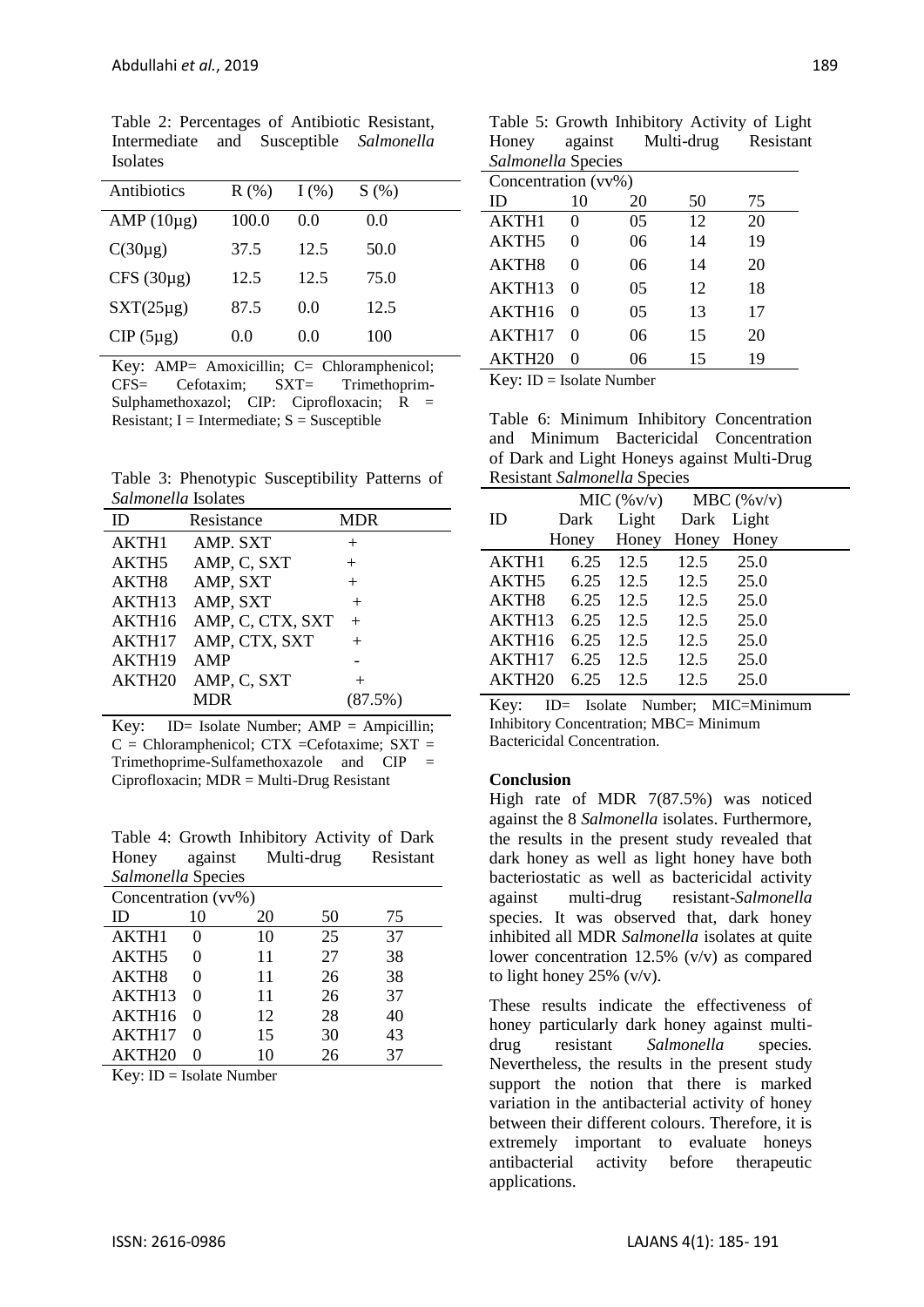Table 2: Percentages of Antibiotic Resistant, Intermediate and Susceptible *Salmonella* Isolates

| Antibiotics | R (%) | I (%) | S (%) |
|---|---|---|---|
| AMP (10µg) | 100.0 | 0.0 | 0.0 |
| C(30µg) | 37.5 | 12.5 | 50.0 |
| CFS (30µg) | 12.5 | 12.5 | 75.0 |
| SXT(25µg) | 87.5 | 0.0 | 12.5 |
| CIP (5µg) | 0.0 | 0.0 | 100 |

Key: AMP= Amoxicillin; C= Chloramphenicol; CFS= Cefotaxim; SXT= Trimethoprim-Sulphamethoxazol; CIP: Ciprofloxacin; R = Resistant; I = Intermediate; S = Susceptible

Table 3: Phenotypic Susceptibility Patterns of *Salmonella* Isolates

| ID | Resistance | MDR |
|---|---|---|
| AKTH1 | AMP. SXT | + |
| AKTH5 | AMP, C, SXT | + |
| AKTH8 | AMP, SXT | + |
| AKTH13 | AMP, SXT | + |
| AKTH16 | AMP, C, CTX, SXT | + |
| AKTH17 | AMP, CTX, SXT | + |
| AKTH19 | AMP | - |
| AKTH20 | AMP, C, SXT | + |
| | MDR | (87.5%) |

Key: ID= Isolate Number; AMP = Ampicillin; C = Chloramphenicol; CTX =Cefotaxime; SXT = Trimethoprime-Sulfamethoxazole and CIP = Ciprofloxacin; MDR = Multi-Drug Resistant

Table 4: Growth Inhibitory Activity of Dark Honey against Multi-drug Resistant *Salmonella* Species

| Concentration (vv%) | | | | |
|---|---|---|---|---|
| ID | 10 | 20 | 50 | 75 |
| AKTH1 | 0 | 10 | 25 | 37 |
| AKTH5 | 0 | 11 | 27 | 38 |
| AKTH8 | 0 | 11 | 26 | 38 |
| AKTH13 | 0 | 11 | 26 | 37 |
| AKTH16 | 0 | 12 | 28 | 40 |
| AKTH17 | 0 | 15 | 30 | 43 |
| AKTH20 | 0 | 10 | 26 | 37 |

Key: ID = Isolate Number

Table 5: Growth Inhibitory Activity of Light Honey against Multi-drug Resistant *Salmonella* Species

| Concentration (vv%) | | | | |
|---|---|---|---|---|
| ID | 10 | 20 | 50 | 75 |
| AKTH1 | 0 | 05 | 12 | 20 |
| AKTH5 | 0 | 06 | 14 | 19 |
| AKTH8 | 0 | 06 | 14 | 20 |
| AKTH13 | 0 | 05 | 12 | 18 |
| AKTH16 | 0 | 05 | 13 | 17 |
| AKTH17 | 0 | 06 | 15 | 20 |
| AKTH20 | 0 | 06 | 15 | 19 |

Key: ID = Isolate Number

Table 6: Minimum Inhibitory Concentration and Minimum Bactericidal Concentration of Dark and Light Honeys against Multi-Drug Resistant *Salmonella* Species

| ID | MIC (%v/v) | | MBC (%v/v) | |
|---|---|---|---|---|
| | Dark Honey | Light Honey | Dark Honey | Light Honey |
| AKTH1 | 6.25 | 12.5 | 12.5 | 25.0 |
| AKTH5 | 6.25 | 12.5 | 12.5 | 25.0 |
| AKTH8 | 6.25 | 12.5 | 12.5 | 25.0 |
| AKTH13 | 6.25 | 12.5 | 12.5 | 25.0 |
| AKTH16 | 6.25 | 12.5 | 12.5 | 25.0 |
| AKTH17 | 6.25 | 12.5 | 12.5 | 25.0 |
| AKTH20 | 6.25 | 12.5 | 12.5 | 25.0 |

Key: ID= Isolate Number; MIC=Minimum Inhibitory Concentration; MBC= Minimum Bactericidal Concentration.

## Conclusion

High rate of MDR 7(87.5%) was noticed against the 8 *Salmonella* isolates. Furthermore, the results in the present study revealed that dark honey as well as light honey have both bacteriostatic as well as bactericidal activity against multi-drug resistant-*Salmonella* species. It was observed that, dark honey inhibited all MDR *Salmonella* isolates at quite lower concentration 12.5% (v/v) as compared to light honey 25% (v/v).

These results indicate the effectiveness of honey particularly dark honey against multi-drug resistant *Salmonella* species. Nevertheless, the results in the present study support the notion that there is marked variation in the antibacterial activity of honey between their different colours. Therefore, it is extremely important to evaluate honeys antibacterial activity before therapeutic applications.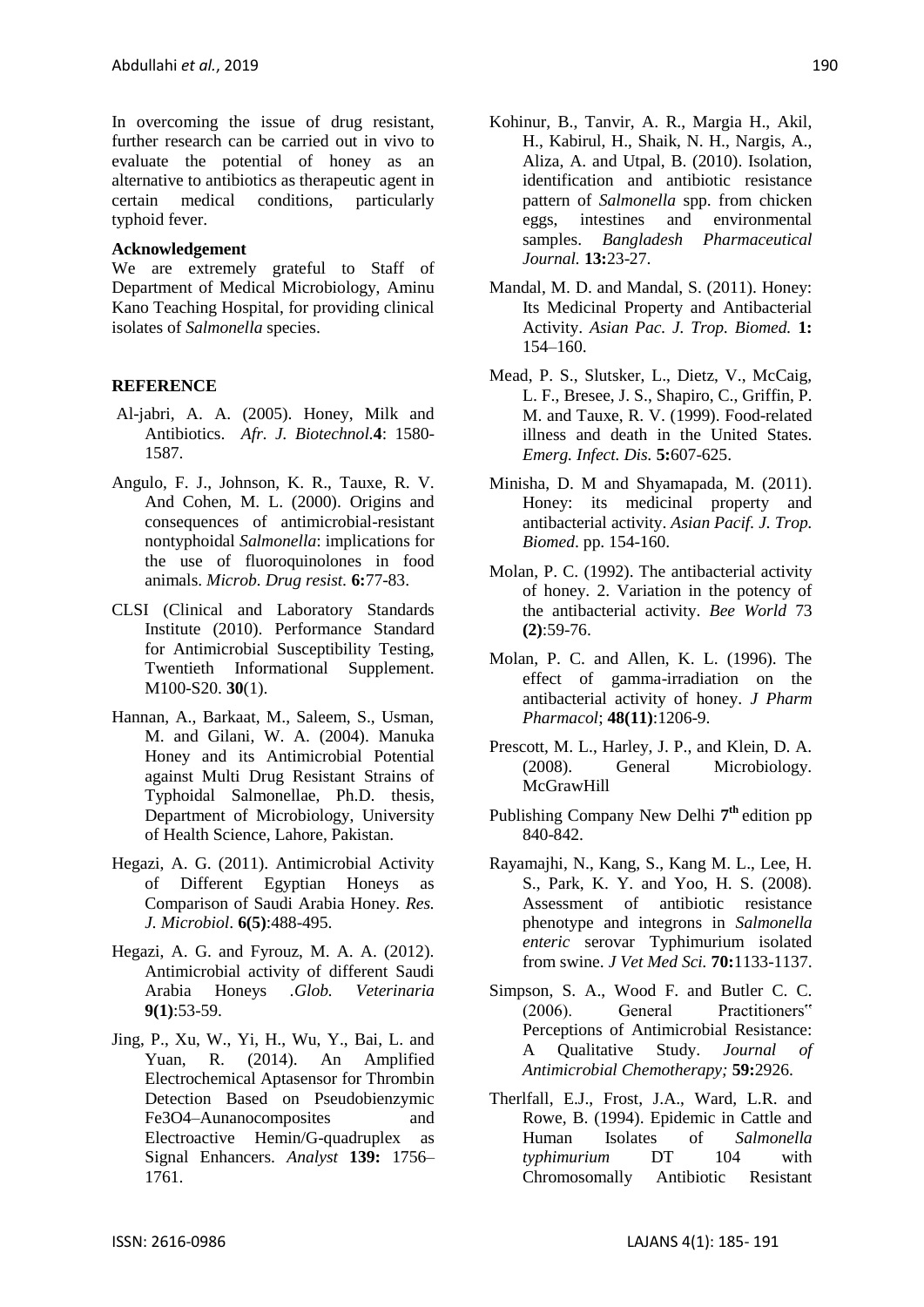In overcoming the issue of drug resistant, further research can be carried out in vivo to evaluate the potential of honey as an alternative to antibiotics as therapeutic agent in certain medical conditions, particularly typhoid fever.

**Acknowledgement**

We are extremely grateful to Staff of Department of Medical Microbiology, Aminu Kano Teaching Hospital, for providing clinical isolates of *Salmonella* species.

**REFERENCE**

Al-jabri, A. A. (2005). Honey, Milk and Antibiotics. *Afr. J. Biotechnol.***4**: 1580-1587.

Angulo, F. J., Johnson, K. R., Tauxe, R. V. And Cohen, M. L. (2000). Origins and consequences of antimicrobial-resistant nontyphoidal *Salmonella*: implications for the use of fluoroquinolones in food animals. *Microb. Drug resist.* **6:**77-83.

CLSI (Clinical and Laboratory Standards Institute (2010). Performance Standard for Antimicrobial Susceptibility Testing, Twentieth Informational Supplement. M100-S20. **30**(1).

Hannan, A., Barkaat, M., Saleem, S., Usman, M. and Gilani, W. A. (2004). Manuka Honey and its Antimicrobial Potential against Multi Drug Resistant Strains of Typhoidal Salmonellae, Ph.D. thesis, Department of Microbiology, University of Health Science, Lahore, Pakistan.

Hegazi, A. G. (2011). Antimicrobial Activity of Different Egyptian Honeys as Comparison of Saudi Arabia Honey. *Res. J. Microbiol*. **6(5)**:488-495.

Hegazi, A. G. and Fyrouz, M. A. A. (2012). Antimicrobial activity of different Saudi Arabia Honeys .*Glob. Veterinaria* **9(1)**:53-59.

Jing, P., Xu, W., Yi, H., Wu, Y., Bai, L. and Yuan, R. (2014). An Amplified Electrochemical Aptasensor for Thrombin Detection Based on Pseudobienzymic Fe3O4–Aunanocomposites and Electroactive Hemin/G-quadruplex as Signal Enhancers. *Analyst* **139:** 1756–1761.

Kohinur, B., Tanvir, A. R., Margia H., Akil, H., Kabirul, H., Shaik, N. H., Nargis, A., Aliza, A. and Utpal, B. (2010). Isolation, identification and antibiotic resistance pattern of *Salmonella* spp. from chicken eggs, intestines and environmental samples. *Bangladesh Pharmaceutical Journal.* **13:**23-27.

Mandal, M. D. and Mandal, S. (2011). Honey: Its Medicinal Property and Antibacterial Activity. *Asian Pac. J. Trop. Biomed.* **1:** 154–160.

Mead, P. S., Slutsker, L., Dietz, V., McCaig, L. F., Bresee, J. S., Shapiro, C., Griffin, P. M. and Tauxe, R. V. (1999). Food-related illness and death in the United States. *Emerg. Infect. Dis.* **5:**607-625.

Minisha, D. M and Shyamapada, M. (2011). Honey: its medicinal property and antibacterial activity. *Asian Pacif. J. Trop. Biomed*. pp. 154-160.

Molan, P. C. (1992). The antibacterial activity of honey. 2. Variation in the potency of the antibacterial activity. *Bee World* 73 **(2)**:59-76.

Molan, P. C. and Allen, K. L. (1996). The effect of gamma-irradiation on the antibacterial activity of honey. *J Pharm Pharmacol*; **48(11)**:1206-9.

Prescott, M. L., Harley, J. P., and Klein, D. A. (2008). General Microbiology. McGrawHill

Publishing Company New Delhi **7th** edition pp 840-842.

Rayamajhi, N., Kang, S., Kang M. L., Lee, H. S., Park, K. Y. and Yoo, H. S. (2008). Assessment of antibiotic resistance phenotype and integrons in *Salmonella enteric* serovar Typhimurium isolated from swine. *J Vet Med Sci.* **70:**1133-1137.

Simpson, S. A., Wood F. and Butler C. C. (2006). General Practitioners" Perceptions of Antimicrobial Resistance: A Qualitative Study. *Journal of Antimicrobial Chemotherapy;* **59:**2926.

Therlfall, E.J., Frost, J.A., Ward, L.R. and Rowe, B. (1994). Epidemic in Cattle and Human Isolates of *Salmonella typhimurium* DT 104 with Chromosomally Antibiotic Resistant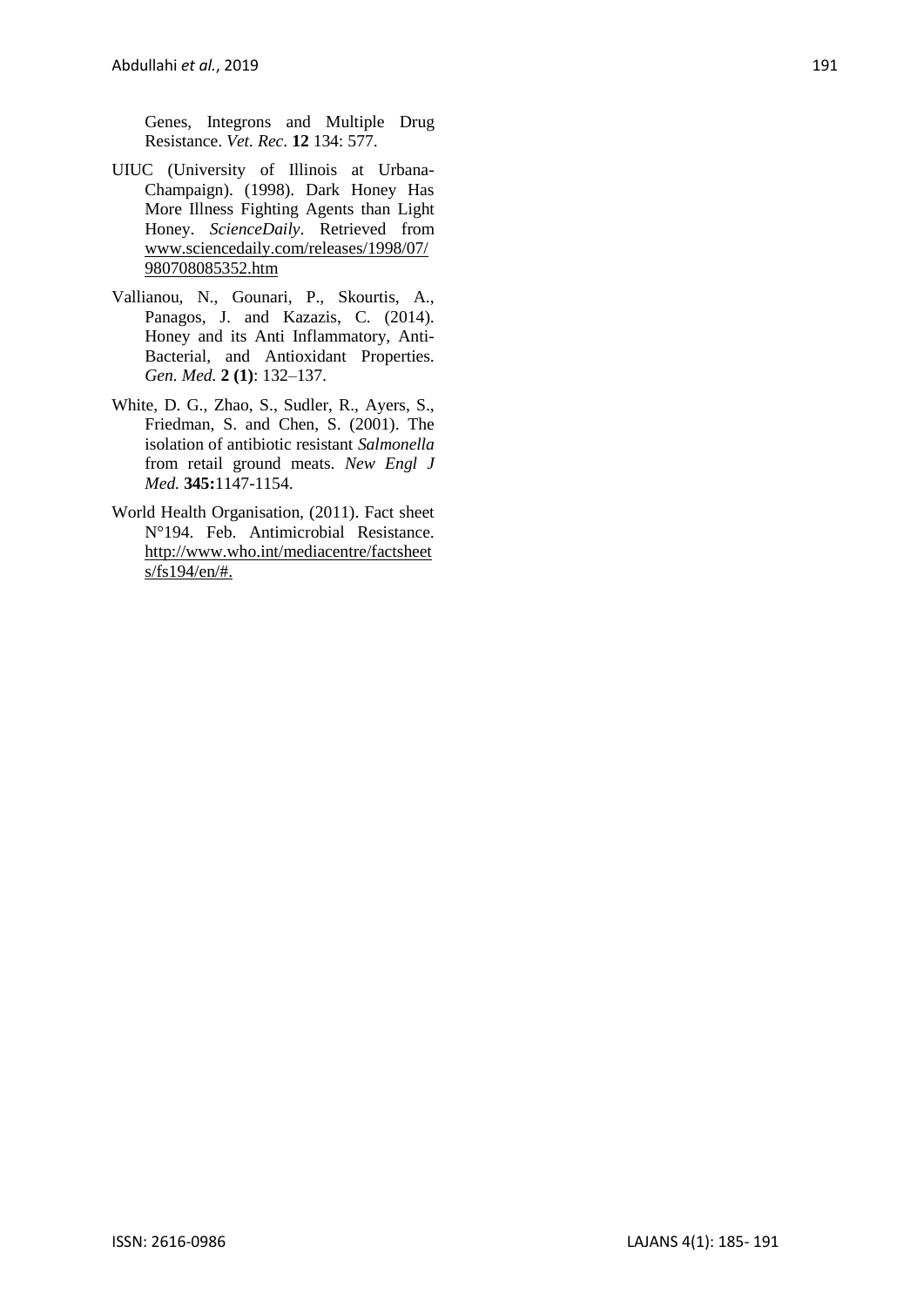Genes, Integrons and Multiple Drug Resistance. *Vet. Rec*. **12** 134: 577.

UIUC (University of Illinois at Urbana-Champaign). (1998). Dark Honey Has More Illness Fighting Agents than Light Honey. *ScienceDaily*. Retrieved from www.sciencedaily.com/releases/1998/07/980708085352.htm

Vallianou, N., Gounari, P., Skourtis, A., Panagos, J. and Kazazis, C. (2014). Honey and its Anti Inflammatory, Anti-Bacterial, and Antioxidant Properties. *Gen. Med.* **2 (1)**: 132–137.

White, D. G., Zhao, S., Sudler, R., Ayers, S., Friedman, S. and Chen, S. (2001). The isolation of antibiotic resistant *Salmonella* from retail ground meats. *New Engl J Med.* **345:**1147-1154.

World Health Organisation, (2011). Fact sheet N°194. Feb. Antimicrobial Resistance. http://www.who.int/mediacentre/factsheets/fs194/en/#.